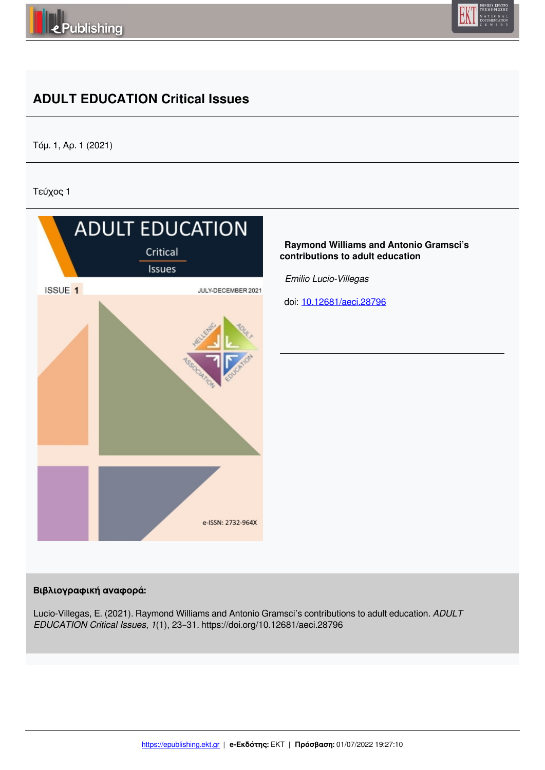# ADULT EDUCATION Critical Issues

Τόμ. 1, Αρ. 1 (2021)

Τεύχος 1

**Raymond Williams and Antonio Gramsci's contributions to adult education**

*Emilio Lucio-Villegas*

doi: [10.12681/aeci.28796](https://doi.org/10.12681/aeci.28796)

**Βιβλιογραφική αναφορά:**

Lucio-Villegas, E. (2021). Raymond Williams and Antonio Gramsci's contributions to adult education. *ADULT EDUCATION Critical Issues*, *1*(1), 23–31. https://doi.org/10.12681/aeci.28796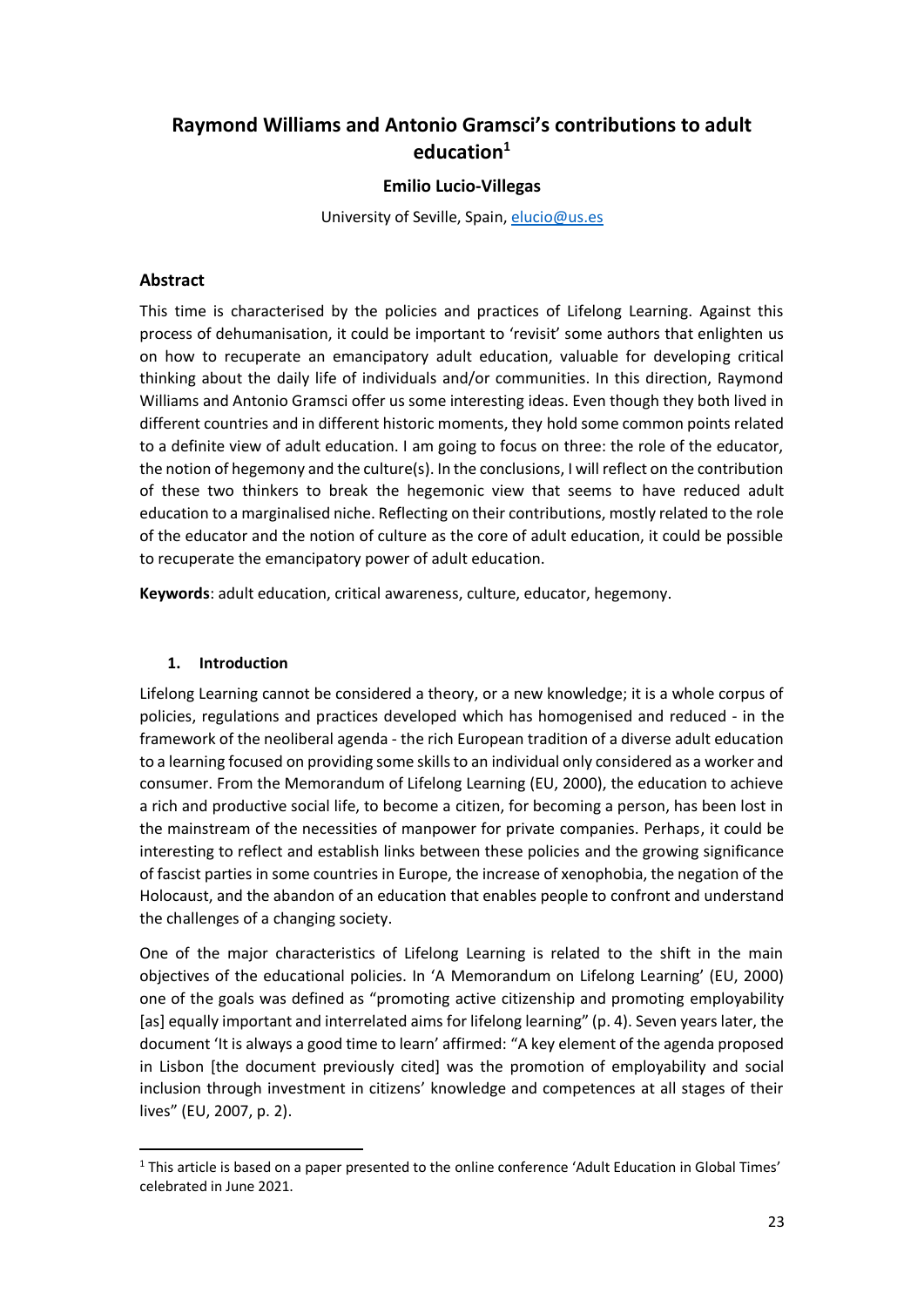# Raymond Williams and Antonio Gramsci's contributions to adult education[1]

**Emilio Lucio-Villegas**

University of Seville, Spain, elucio@us.es

## Abstract

This time is characterised by the policies and practices of Lifelong Learning. Against this process of dehumanisation, it could be important to 'revisit' some authors that enlighten us on how to recuperate an emancipatory adult education, valuable for developing critical thinking about the daily life of individuals and/or communities. In this direction, Raymond Williams and Antonio Gramsci offer us some interesting ideas. Even though they both lived in different countries and in different historic moments, they hold some common points related to a definite view of adult education. I am going to focus on three: the role of the educator, the notion of hegemony and the culture(s). In the conclusions, I will reflect on the contribution of these two thinkers to break the hegemonic view that seems to have reduced adult education to a marginalised niche. Reflecting on their contributions, mostly related to the role of the educator and the notion of culture as the core of adult education, it could be possible to recuperate the emancipatory power of adult education.

**Keywords**: adult education, critical awareness, culture, educator, hegemony.

### 1. Introduction

Lifelong Learning cannot be considered a theory, or a new knowledge; it is a whole corpus of policies, regulations and practices developed which has homogenised and reduced - in the framework of the neoliberal agenda - the rich European tradition of a diverse adult education to a learning focused on providing some skills to an individual only considered as a worker and consumer. From the Memorandum of Lifelong Learning (EU, 2000), the education to achieve a rich and productive social life, to become a citizen, for becoming a person, has been lost in the mainstream of the necessities of manpower for private companies. Perhaps, it could be interesting to reflect and establish links between these policies and the growing significance of fascist parties in some countries in Europe, the increase of xenophobia, the negation of the Holocaust, and the abandon of an education that enables people to confront and understand the challenges of a changing society.

One of the major characteristics of Lifelong Learning is related to the shift in the main objectives of the educational policies. In 'A Memorandum on Lifelong Learning' (EU, 2000) one of the goals was defined as "promoting active citizenship and promoting employability [as] equally important and interrelated aims for lifelong learning" (p. 4). Seven years later, the document 'It is always a good time to learn' affirmed: "A key element of the agenda proposed in Lisbon [the document previously cited] was the promotion of employability and social inclusion through investment in citizens' knowledge and competences at all stages of their lives" (EU, 2007, p. 2).

---

[1] This article is based on a paper presented to the online conference 'Adult Education in Global Times' celebrated in June 2021.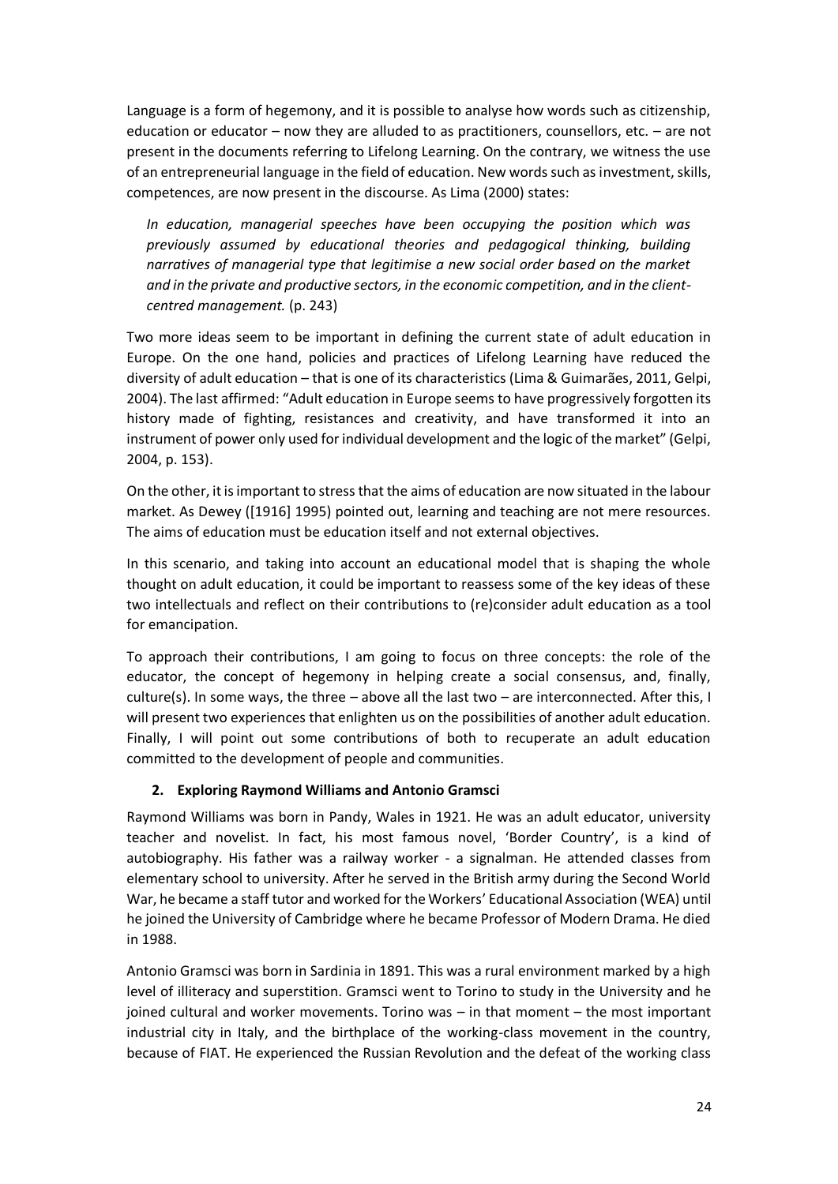Language is a form of hegemony, and it is possible to analyse how words such as citizenship, education or educator – now they are alluded to as practitioners, counsellors, etc. – are not present in the documents referring to Lifelong Learning. On the contrary, we witness the use of an entrepreneurial language in the field of education. New words such as investment, skills, competences, are now present in the discourse. As Lima (2000) states:

> *In education, managerial speeches have been occupying the position which was previously assumed by educational theories and pedagogical thinking, building narratives of managerial type that legitimise a new social order based on the market and in the private and productive sectors, in the economic competition, and in the client-centred management.* (p. 243)

Two more ideas seem to be important in defining the current state of adult education in Europe. On the one hand, policies and practices of Lifelong Learning have reduced the diversity of adult education – that is one of its characteristics (Lima & Guimarães, 2011, Gelpi, 2004). The last affirmed: "Adult education in Europe seems to have progressively forgotten its history made of fighting, resistances and creativity, and have transformed it into an instrument of power only used for individual development and the logic of the market" (Gelpi, 2004, p. 153).

On the other, it is important to stress that the aims of education are now situated in the labour market. As Dewey ([1916] 1995) pointed out, learning and teaching are not mere resources. The aims of education must be education itself and not external objectives.

In this scenario, and taking into account an educational model that is shaping the whole thought on adult education, it could be important to reassess some of the key ideas of these two intellectuals and reflect on their contributions to (re)consider adult education as a tool for emancipation.

To approach their contributions, I am going to focus on three concepts: the role of the educator, the concept of hegemony in helping create a social consensus, and, finally, culture(s). In some ways, the three – above all the last two – are interconnected. After this, I will present two experiences that enlighten us on the possibilities of another adult education. Finally, I will point out some contributions of both to recuperate an adult education committed to the development of people and communities.

## 2. Exploring Raymond Williams and Antonio Gramsci

Raymond Williams was born in Pandy, Wales in 1921. He was an adult educator, university teacher and novelist. In fact, his most famous novel, 'Border Country', is a kind of autobiography. His father was a railway worker - a signalman. He attended classes from elementary school to university. After he served in the British army during the Second World War, he became a staff tutor and worked for the Workers' Educational Association (WEA) until he joined the University of Cambridge where he became Professor of Modern Drama. He died in 1988.

Antonio Gramsci was born in Sardinia in 1891. This was a rural environment marked by a high level of illiteracy and superstition. Gramsci went to Torino to study in the University and he joined cultural and worker movements. Torino was – in that moment – the most important industrial city in Italy, and the birthplace of the working-class movement in the country, because of FIAT. He experienced the Russian Revolution and the defeat of the working class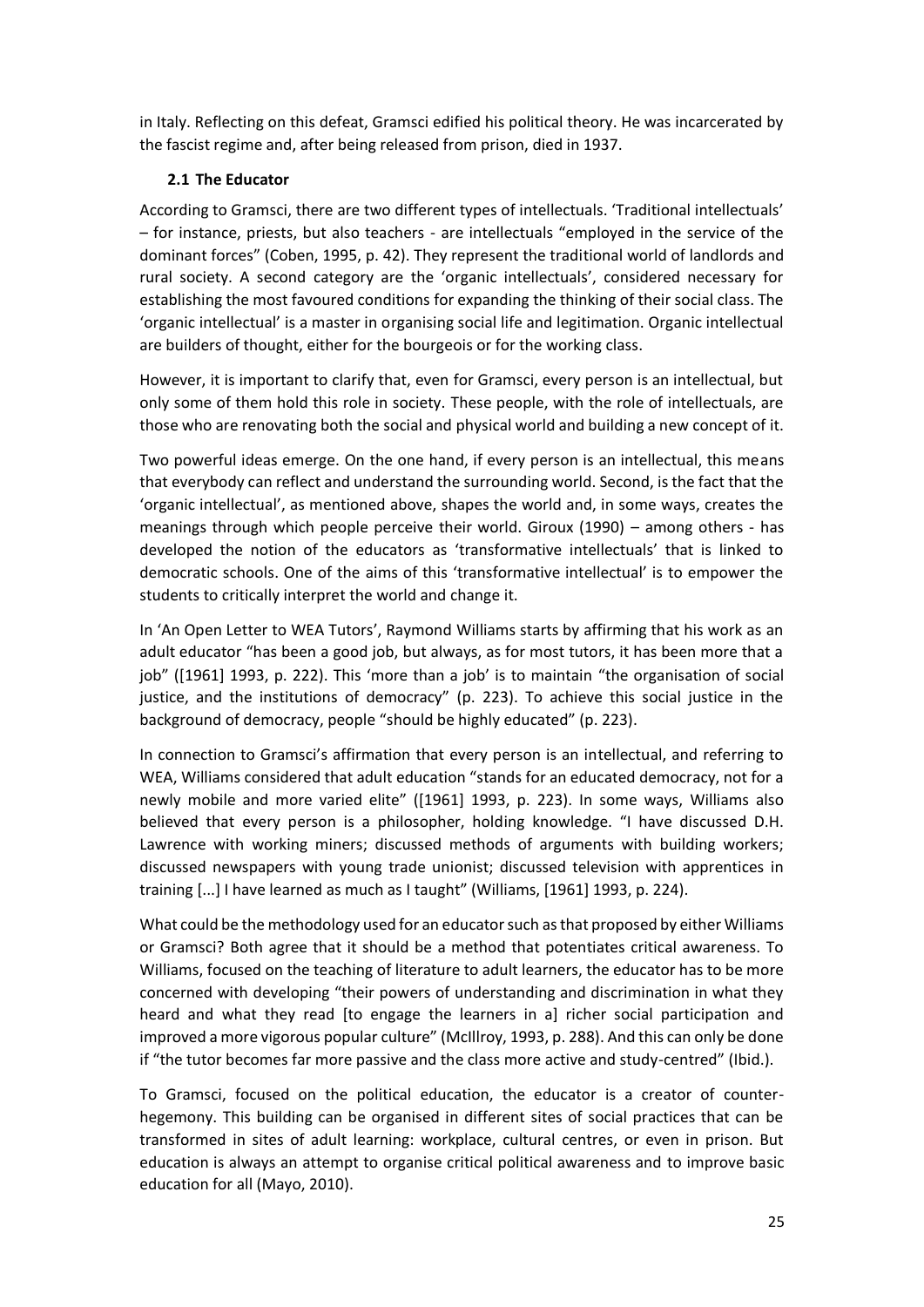in Italy. Reflecting on this defeat, Gramsci edified his political theory. He was incarcerated by the fascist regime and, after being released from prison, died in 1937.

### 2.1 The Educator

According to Gramsci, there are two different types of intellectuals. 'Traditional intellectuals' – for instance, priests, but also teachers - are intellectuals "employed in the service of the dominant forces" (Coben, 1995, p. 42). They represent the traditional world of landlords and rural society. A second category are the 'organic intellectuals', considered necessary for establishing the most favoured conditions for expanding the thinking of their social class. The 'organic intellectual' is a master in organising social life and legitimation. Organic intellectual are builders of thought, either for the bourgeois or for the working class.

However, it is important to clarify that, even for Gramsci, every person is an intellectual, but only some of them hold this role in society. These people, with the role of intellectuals, are those who are renovating both the social and physical world and building a new concept of it.

Two powerful ideas emerge. On the one hand, if every person is an intellectual, this means that everybody can reflect and understand the surrounding world. Second, is the fact that the 'organic intellectual', as mentioned above, shapes the world and, in some ways, creates the meanings through which people perceive their world. Giroux (1990) – among others - has developed the notion of the educators as 'transformative intellectuals' that is linked to democratic schools. One of the aims of this 'transformative intellectual' is to empower the students to critically interpret the world and change it.

In 'An Open Letter to WEA Tutors', Raymond Williams starts by affirming that his work as an adult educator "has been a good job, but always, as for most tutors, it has been more that a job" ([1961] 1993, p. 222). This 'more than a job' is to maintain "the organisation of social justice, and the institutions of democracy" (p. 223). To achieve this social justice in the background of democracy, people "should be highly educated" (p. 223).

In connection to Gramsci's affirmation that every person is an intellectual, and referring to WEA, Williams considered that adult education "stands for an educated democracy, not for a newly mobile and more varied elite" ([1961] 1993, p. 223). In some ways, Williams also believed that every person is a philosopher, holding knowledge. "I have discussed D.H. Lawrence with working miners; discussed methods of arguments with building workers; discussed newspapers with young trade unionist; discussed television with apprentices in training [...] I have learned as much as I taught" (Williams, [1961] 1993, p. 224).

What could be the methodology used for an educator such as that proposed by either Williams or Gramsci? Both agree that it should be a method that potentiates critical awareness. To Williams, focused on the teaching of literature to adult learners, the educator has to be more concerned with developing "their powers of understanding and discrimination in what they heard and what they read [to engage the learners in a] richer social participation and improved a more vigorous popular culture" (McIllroy, 1993, p. 288). And this can only be done if "the tutor becomes far more passive and the class more active and study-centred" (Ibid.).

To Gramsci, focused on the political education, the educator is a creator of counter-hegemony. This building can be organised in different sites of social practices that can be transformed in sites of adult learning: workplace, cultural centres, or even in prison. But education is always an attempt to organise critical political awareness and to improve basic education for all (Mayo, 2010).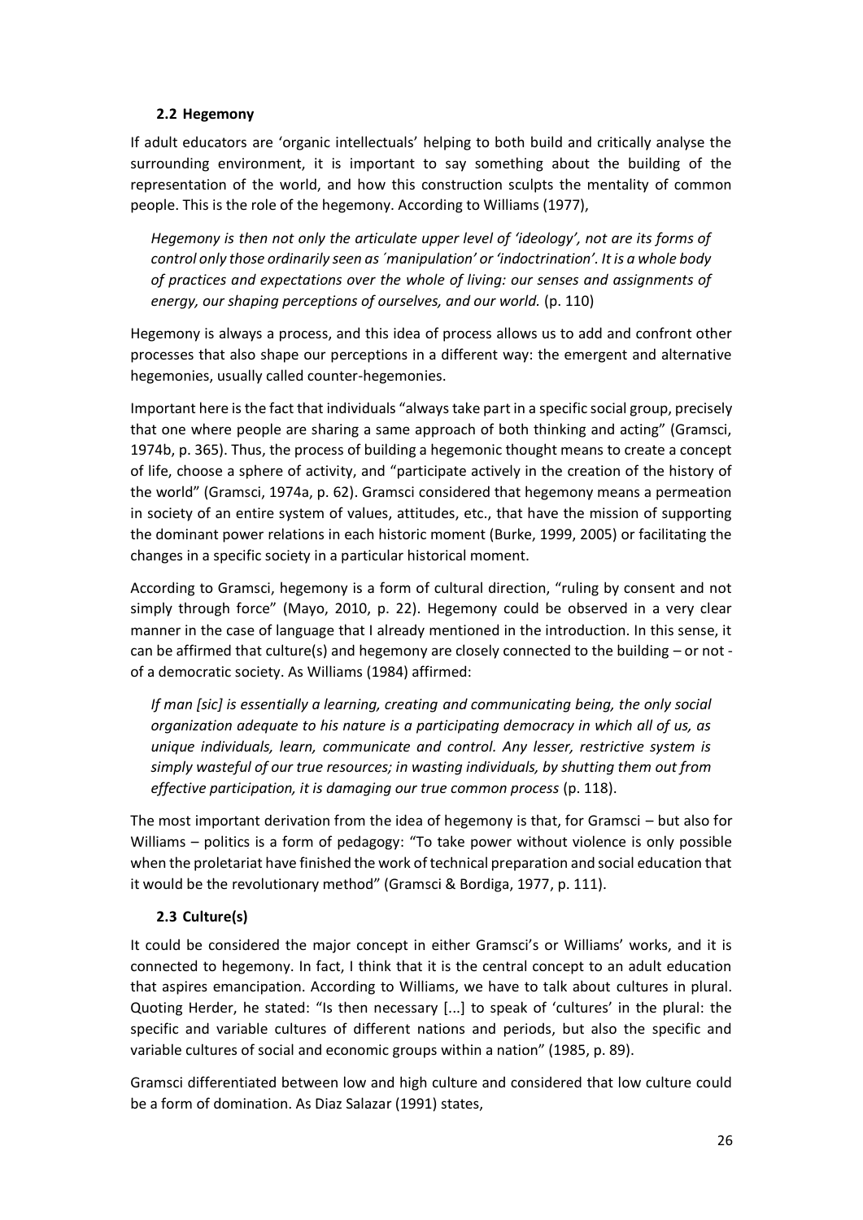### 2.2 Hegemony

If adult educators are 'organic intellectuals' helping to both build and critically analyse the surrounding environment, it is important to say something about the building of the representation of the world, and how this construction sculpts the mentality of common people. This is the role of the hegemony. According to Williams (1977),

> *Hegemony is then not only the articulate upper level of 'ideology', not are its forms of control only those ordinarily seen as ´manipulation' or 'indoctrination'. It is a whole body of practices and expectations over the whole of living: our senses and assignments of energy, our shaping perceptions of ourselves, and our world.* (p. 110)

Hegemony is always a process, and this idea of process allows us to add and confront other processes that also shape our perceptions in a different way: the emergent and alternative hegemonies, usually called counter-hegemonies.

Important here is the fact that individuals "always take part in a specific social group, precisely that one where people are sharing a same approach of both thinking and acting" (Gramsci, 1974b, p. 365). Thus, the process of building a hegemonic thought means to create a concept of life, choose a sphere of activity, and "participate actively in the creation of the history of the world" (Gramsci, 1974a, p. 62). Gramsci considered that hegemony means a permeation in society of an entire system of values, attitudes, etc., that have the mission of supporting the dominant power relations in each historic moment (Burke, 1999, 2005) or facilitating the changes in a specific society in a particular historical moment.

According to Gramsci, hegemony is a form of cultural direction, "ruling by consent and not simply through force" (Mayo, 2010, p. 22). Hegemony could be observed in a very clear manner in the case of language that I already mentioned in the introduction. In this sense, it can be affirmed that culture(s) and hegemony are closely connected to the building – or not - of a democratic society. As Williams (1984) affirmed:

> *If man [sic] is essentially a learning, creating and communicating being, the only social organization adequate to his nature is a participating democracy in which all of us, as unique individuals, learn, communicate and control. Any lesser, restrictive system is simply wasteful of our true resources; in wasting individuals, by shutting them out from effective participation, it is damaging our true common process* (p. 118).

The most important derivation from the idea of hegemony is that, for Gramsci – but also for Williams – politics is a form of pedagogy: "To take power without violence is only possible when the proletariat have finished the work of technical preparation and social education that it would be the revolutionary method" (Gramsci & Bordiga, 1977, p. 111).

### 2.3 Culture(s)

It could be considered the major concept in either Gramsci's or Williams' works, and it is connected to hegemony. In fact, I think that it is the central concept to an adult education that aspires emancipation. According to Williams, we have to talk about cultures in plural. Quoting Herder, he stated: "Is then necessary [...] to speak of 'cultures' in the plural: the specific and variable cultures of different nations and periods, but also the specific and variable cultures of social and economic groups within a nation" (1985, p. 89).

Gramsci differentiated between low and high culture and considered that low culture could be a form of domination. As Diaz Salazar (1991) states,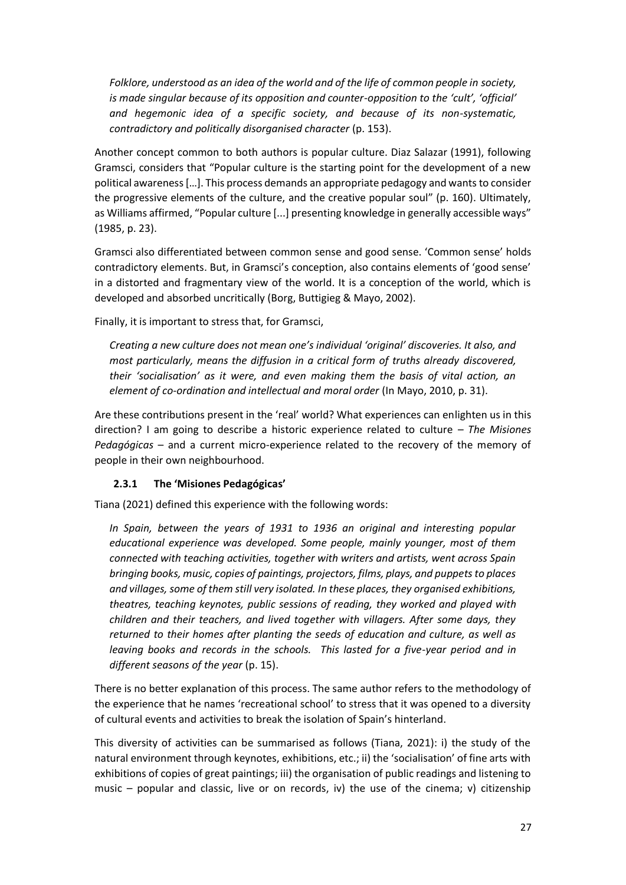*Folklore, understood as an idea of the world and of the life of common people in society, is made singular because of its opposition and counter-opposition to the 'cult', 'official' and hegemonic idea of a specific society, and because of its non-systematic, contradictory and politically disorganised character* (p. 153).

Another concept common to both authors is popular culture. Diaz Salazar (1991), following Gramsci, considers that "Popular culture is the starting point for the development of a new political awareness […]. This process demands an appropriate pedagogy and wants to consider the progressive elements of the culture, and the creative popular soul" (p. 160). Ultimately, as Williams affirmed, "Popular culture [...] presenting knowledge in generally accessible ways" (1985, p. 23).

Gramsci also differentiated between common sense and good sense. 'Common sense' holds contradictory elements. But, in Gramsci's conception, also contains elements of 'good sense' in a distorted and fragmentary view of the world. It is a conception of the world, which is developed and absorbed uncritically (Borg, Buttigieg & Mayo, 2002).

Finally, it is important to stress that, for Gramsci,

*Creating a new culture does not mean one's individual 'original' discoveries. It also, and most particularly, means the diffusion in a critical form of truths already discovered, their 'socialisation' as it were, and even making them the basis of vital action, an element of co-ordination and intellectual and moral order* (In Mayo, 2010, p. 31).

Are these contributions present in the 'real' world? What experiences can enlighten us in this direction? I am going to describe a historic experience related to culture – *The Misiones Pedagógicas* – and a current micro-experience related to the recovery of the memory of people in their own neighbourhood.

### 2.3.1 The 'Misiones Pedagógicas'

Tiana (2021) defined this experience with the following words:

*In Spain, between the years of 1931 to 1936 an original and interesting popular educational experience was developed. Some people, mainly younger, most of them connected with teaching activities, together with writers and artists, went across Spain bringing books, music, copies of paintings, projectors, films, plays, and puppets to places and villages, some of them still very isolated. In these places, they organised exhibitions, theatres, teaching keynotes, public sessions of reading, they worked and played with children and their teachers, and lived together with villagers. After some days, they returned to their homes after planting the seeds of education and culture, as well as leaving books and records in the schools. This lasted for a five-year period and in different seasons of the year* (p. 15).

There is no better explanation of this process. The same author refers to the methodology of the experience that he names 'recreational school' to stress that it was opened to a diversity of cultural events and activities to break the isolation of Spain's hinterland.

This diversity of activities can be summarised as follows (Tiana, 2021): i) the study of the natural environment through keynotes, exhibitions, etc.; ii) the 'socialisation' of fine arts with exhibitions of copies of great paintings; iii) the organisation of public readings and listening to music – popular and classic, live or on records, iv) the use of the cinema; v) citizenship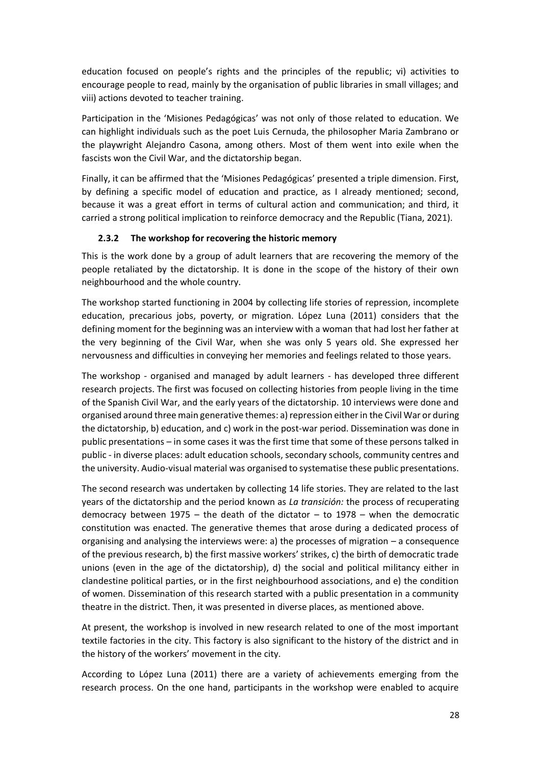education focused on people's rights and the principles of the republic; vi) activities to encourage people to read, mainly by the organisation of public libraries in small villages; and viii) actions devoted to teacher training.

Participation in the 'Misiones Pedagógicas' was not only of those related to education. We can highlight individuals such as the poet Luis Cernuda, the philosopher Maria Zambrano or the playwright Alejandro Casona, among others. Most of them went into exile when the fascists won the Civil War, and the dictatorship began.

Finally, it can be affirmed that the 'Misiones Pedagógicas' presented a triple dimension. First, by defining a specific model of education and practice, as I already mentioned; second, because it was a great effort in terms of cultural action and communication; and third, it carried a strong political implication to reinforce democracy and the Republic (Tiana, 2021).

### 2.3.2 The workshop for recovering the historic memory

This is the work done by a group of adult learners that are recovering the memory of the people retaliated by the dictatorship. It is done in the scope of the history of their own neighbourhood and the whole country.

The workshop started functioning in 2004 by collecting life stories of repression, incomplete education, precarious jobs, poverty, or migration. López Luna (2011) considers that the defining moment for the beginning was an interview with a woman that had lost her father at the very beginning of the Civil War, when she was only 5 years old. She expressed her nervousness and difficulties in conveying her memories and feelings related to those years.

The workshop - organised and managed by adult learners - has developed three different research projects. The first was focused on collecting histories from people living in the time of the Spanish Civil War, and the early years of the dictatorship. 10 interviews were done and organised around three main generative themes: a) repression either in the Civil War or during the dictatorship, b) education, and c) work in the post-war period. Dissemination was done in public presentations – in some cases it was the first time that some of these persons talked in public - in diverse places: adult education schools, secondary schools, community centres and the university. Audio-visual material was organised to systematise these public presentations.

The second research was undertaken by collecting 14 life stories. They are related to the last years of the dictatorship and the period known as *La transición:* the process of recuperating democracy between 1975 – the death of the dictator – to 1978 – when the democratic constitution was enacted. The generative themes that arose during a dedicated process of organising and analysing the interviews were: a) the processes of migration – a consequence of the previous research, b) the first massive workers' strikes, c) the birth of democratic trade unions (even in the age of the dictatorship), d) the social and political militancy either in clandestine political parties, or in the first neighbourhood associations, and e) the condition of women. Dissemination of this research started with a public presentation in a community theatre in the district. Then, it was presented in diverse places, as mentioned above.

At present, the workshop is involved in new research related to one of the most important textile factories in the city. This factory is also significant to the history of the district and in the history of the workers' movement in the city.

According to López Luna (2011) there are a variety of achievements emerging from the research process. On the one hand, participants in the workshop were enabled to acquire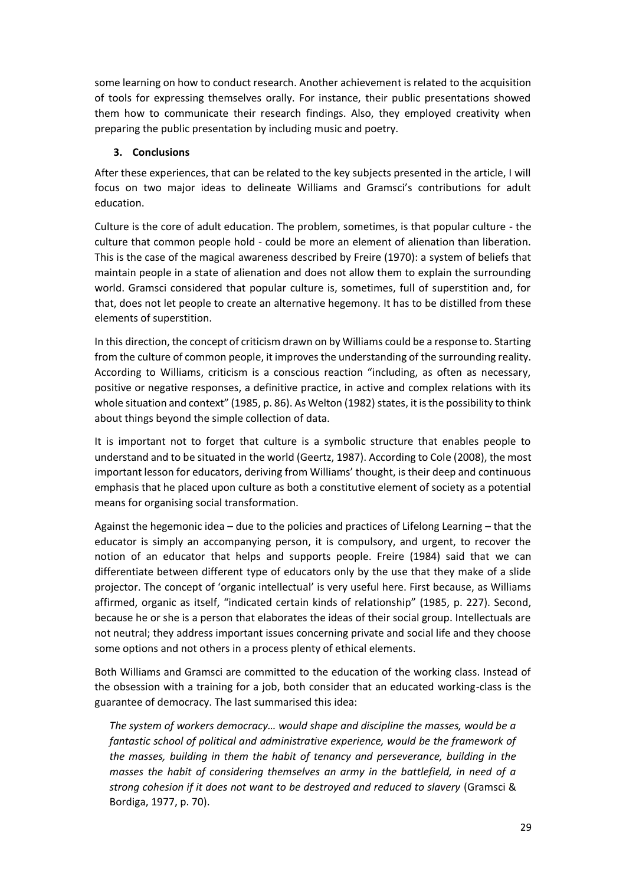some learning on how to conduct research. Another achievement is related to the acquisition of tools for expressing themselves orally. For instance, their public presentations showed them how to communicate their research findings. Also, they employed creativity when preparing the public presentation by including music and poetry.

## 3. Conclusions

After these experiences, that can be related to the key subjects presented in the article, I will focus on two major ideas to delineate Williams and Gramsci's contributions for adult education.

Culture is the core of adult education. The problem, sometimes, is that popular culture - the culture that common people hold - could be more an element of alienation than liberation. This is the case of the magical awareness described by Freire (1970): a system of beliefs that maintain people in a state of alienation and does not allow them to explain the surrounding world. Gramsci considered that popular culture is, sometimes, full of superstition and, for that, does not let people to create an alternative hegemony. It has to be distilled from these elements of superstition.

In this direction, the concept of criticism drawn on by Williams could be a response to. Starting from the culture of common people, it improves the understanding of the surrounding reality. According to Williams, criticism is a conscious reaction "including, as often as necessary, positive or negative responses, a definitive practice, in active and complex relations with its whole situation and context" (1985, p. 86). As Welton (1982) states, it is the possibility to think about things beyond the simple collection of data.

It is important not to forget that culture is a symbolic structure that enables people to understand and to be situated in the world (Geertz, 1987). According to Cole (2008), the most important lesson for educators, deriving from Williams' thought, is their deep and continuous emphasis that he placed upon culture as both a constitutive element of society as a potential means for organising social transformation.

Against the hegemonic idea – due to the policies and practices of Lifelong Learning – that the educator is simply an accompanying person, it is compulsory, and urgent, to recover the notion of an educator that helps and supports people. Freire (1984) said that we can differentiate between different type of educators only by the use that they make of a slide projector. The concept of 'organic intellectual' is very useful here. First because, as Williams affirmed, organic as itself, "indicated certain kinds of relationship" (1985, p. 227). Second, because he or she is a person that elaborates the ideas of their social group. Intellectuals are not neutral; they address important issues concerning private and social life and they choose some options and not others in a process plenty of ethical elements.

Both Williams and Gramsci are committed to the education of the working class. Instead of the obsession with a training for a job, both consider that an educated working-class is the guarantee of democracy. The last summarised this idea:

> *The system of workers democracy… would shape and discipline the masses, would be a fantastic school of political and administrative experience, would be the framework of the masses, building in them the habit of tenancy and perseverance, building in the masses the habit of considering themselves an army in the battlefield, in need of a strong cohesion if it does not want to be destroyed and reduced to slavery* (Gramsci & Bordiga, 1977, p. 70).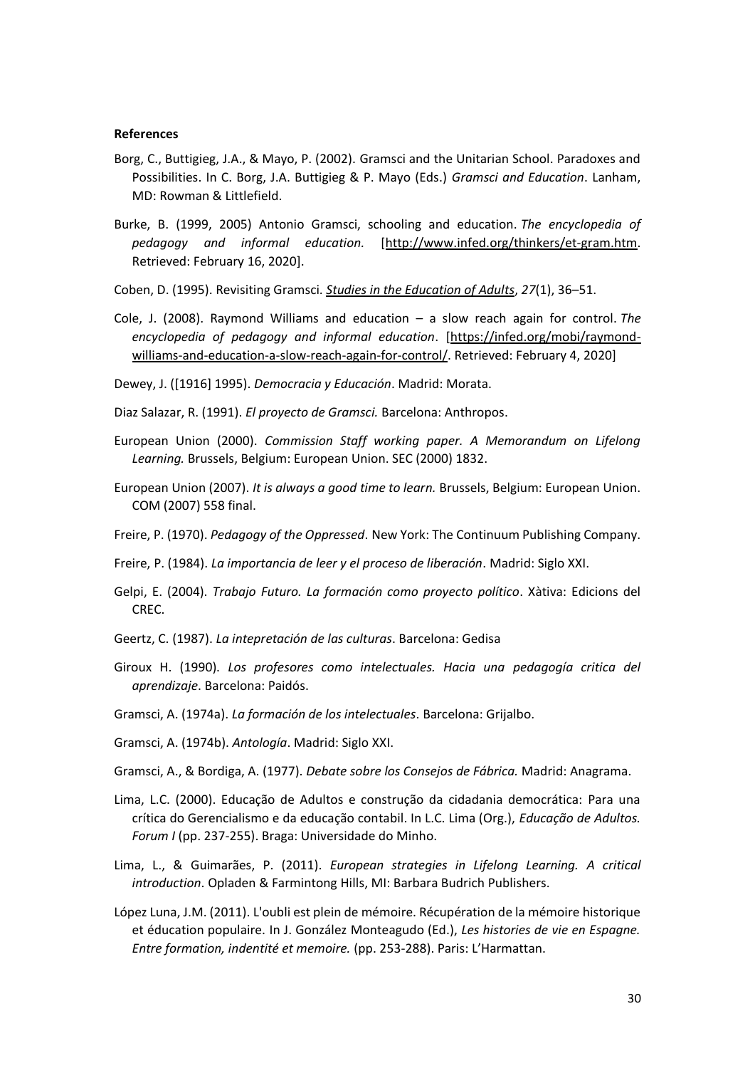**References**

Borg, C., Buttigieg, J.A., & Mayo, P. (2002). Gramsci and the Unitarian School. Paradoxes and Possibilities. In C. Borg, J.A. Buttigieg & P. Mayo (Eds.) *Gramsci and Education*. Lanham, MD: Rowman & Littlefield.

Burke, B. (1999, 2005) Antonio Gramsci, schooling and education. *The encyclopedia of pedagogy and informal education.* [http://www.infed.org/thinkers/et-gram.htm. Retrieved: February 16, 2020].

Coben, D. (1995). Revisiting Gramsci. *Studies in the Education of Adults*, *27*(1), 36–51.

Cole, J. (2008). Raymond Williams and education – a slow reach again for control. *The encyclopedia of pedagogy and informal education*. [https://infed.org/mobi/raymond-williams-and-education-a-slow-reach-again-for-control/. Retrieved: February 4, 2020]

Dewey, J. ([1916] 1995). *Democracia y Educación*. Madrid: Morata.

Diaz Salazar, R. (1991). *El proyecto de Gramsci.* Barcelona: Anthropos.

European Union (2000). *Commission Staff working paper. A Memorandum on Lifelong Learning.* Brussels, Belgium: European Union. SEC (2000) 1832.

European Union (2007). *It is always a good time to learn.* Brussels, Belgium: European Union. COM (2007) 558 final.

Freire, P. (1970). *Pedagogy of the Oppressed*. New York: The Continuum Publishing Company.

Freire, P. (1984). *La importancia de leer y el proceso de liberación*. Madrid: Siglo XXI.

Gelpi, E. (2004). *Trabajo Futuro. La formación como proyecto político*. Xàtiva: Edicions del CREC.

Geertz, C. (1987). *La intepretación de las culturas*. Barcelona: Gedisa

Giroux H. (1990). *Los profesores como intelectuales. Hacia una pedagogía critica del aprendizaje*. Barcelona: Paidós.

Gramsci, A. (1974a). *La formación de los intelectuales*. Barcelona: Grijalbo.

Gramsci, A. (1974b). *Antología*. Madrid: Siglo XXI.

Gramsci, A., & Bordiga, A. (1977). *Debate sobre los Consejos de Fábrica.* Madrid: Anagrama.

Lima, L.C. (2000). Educação de Adultos e construção da cidadania democrática: Para una crítica do Gerencialismo e da educação contabil. In L.C. Lima (Org.), *Educação de Adultos. Forum I* (pp. 237-255). Braga: Universidade do Minho.

Lima, L., & Guimarães, P. (2011). *European strategies in Lifelong Learning. A critical introduction*. Opladen & Farmintong Hills, MI: Barbara Budrich Publishers.

López Luna, J.M. (2011). L'oubli est plein de mémoire. Récupération de la mémoire historique et éducation populaire. In J. González Monteagudo (Ed.), *Les histories de vie en Espagne. Entre formation, indentité et memoire.* (pp. 253-288). Paris: L'Harmattan.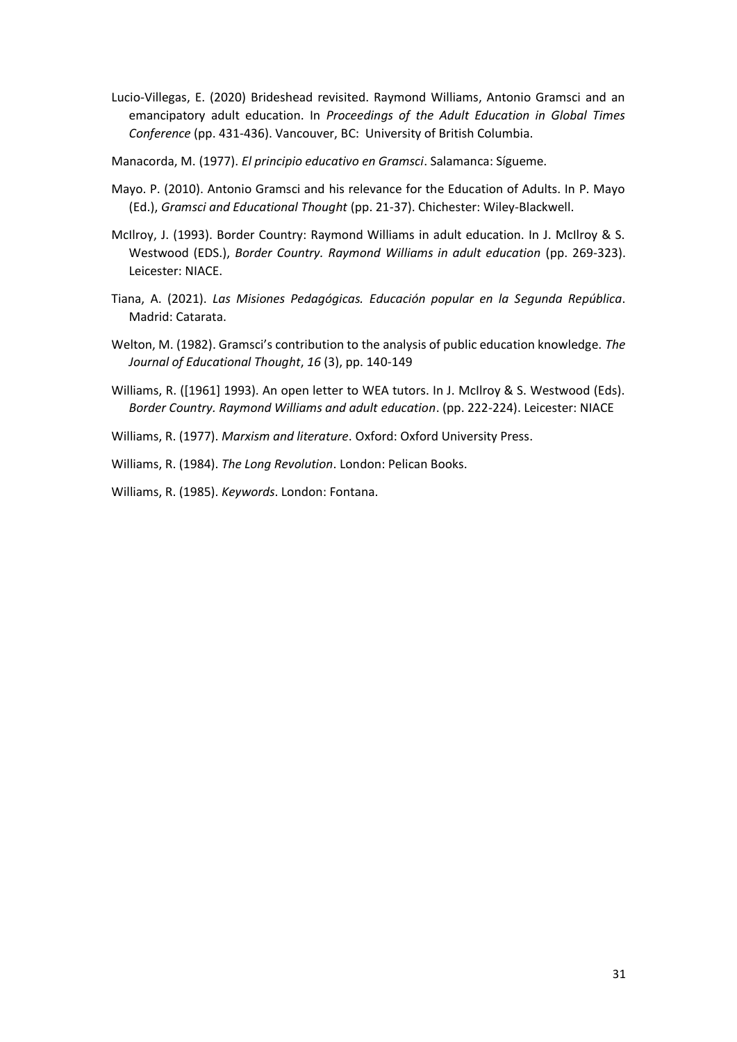Lucio-Villegas, E. (2020) Brideshead revisited. Raymond Williams, Antonio Gramsci and an emancipatory adult education. In *Proceedings of the Adult Education in Global Times Conference* (pp. 431-436). Vancouver, BC: University of British Columbia.

Manacorda, M. (1977). *El principio educativo en Gramsci*. Salamanca: Sígueme.

Mayo. P. (2010). Antonio Gramsci and his relevance for the Education of Adults. In P. Mayo (Ed.), *Gramsci and Educational Thought* (pp. 21-37). Chichester: Wiley-Blackwell.

McIlroy, J. (1993). Border Country: Raymond Williams in adult education. In J. McIlroy & S. Westwood (EDS.), *Border Country. Raymond Williams in adult education* (pp. 269-323). Leicester: NIACE.

Tiana, A. (2021). *Las Misiones Pedagógicas. Educación popular en la Segunda República*. Madrid: Catarata.

Welton, M. (1982). Gramsci's contribution to the analysis of public education knowledge. *The Journal of Educational Thought*, *16* (3), pp. 140-149

Williams, R. ([1961] 1993). An open letter to WEA tutors. In J. McIlroy & S. Westwood (Eds). *Border Country. Raymond Williams and adult education*. (pp. 222-224). Leicester: NIACE

Williams, R. (1977). *Marxism and literature*. Oxford: Oxford University Press.

Williams, R. (1984). *The Long Revolution*. London: Pelican Books.

Williams, R. (1985). *Keywords*. London: Fontana.